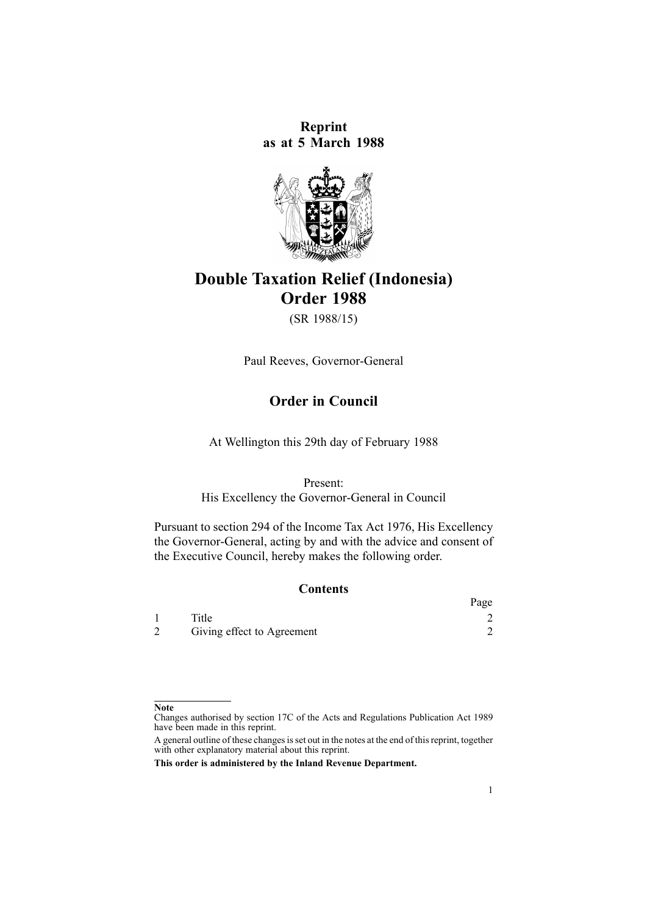**Reprint**
**as at 5 March 1988**

# Double Taxation Relief (Indonesia) Order 1988

(SR 1988/15)

Paul Reeves, Governor-General

## Order in Council

At Wellington this 29th day of February 1988

Present:
His Excellency the Governor-General in Council

Pursuant to section 294 of the Income Tax Act 1976, His Excellency the Governor-General, acting by and with the advice and consent of the Executive Council, hereby makes the following order.

### Contents

| | | Page |
|---|---|---|
| 1 | Title | 2 |
| 2 | Giving effect to Agreement | 2 |

**Note**

Changes authorised by section 17C of the Acts and Regulations Publication Act 1989 have been made in this reprint.

A general outline of these changes is set out in the notes at the end of this reprint, together with other explanatory material about this reprint.

**This order is administered by the Inland Revenue Department.**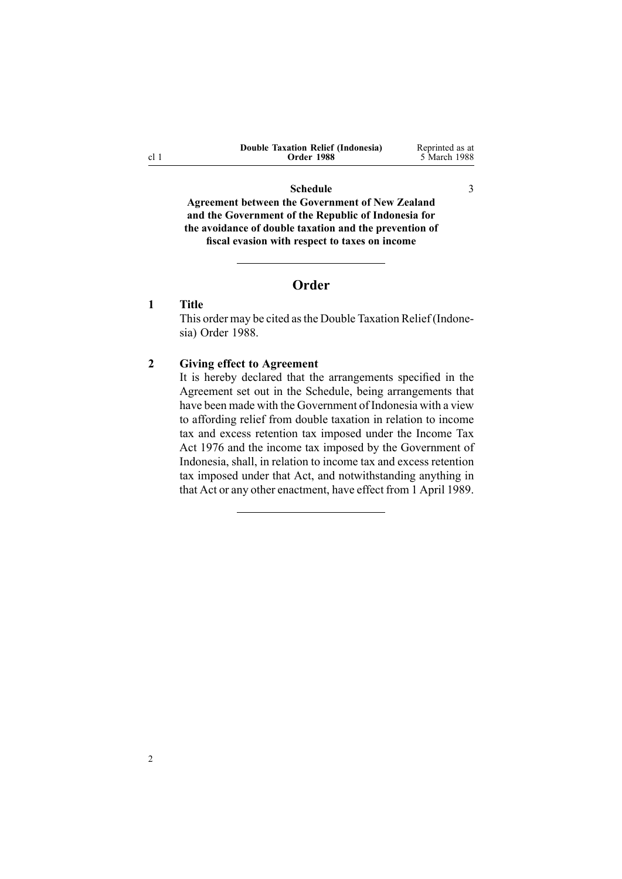**Schedule** 3

**Agreement between the Government of New Zealand and the Government of the Republic of Indonesia for the avoidance of double taxation and the prevention of fiscal evasion with respect to taxes on income**

---

## Order

### 1 Title

This order may be cited as the Double Taxation Relief (Indonesia) Order 1988.

### 2 Giving effect to Agreement

It is hereby declared that the arrangements specified in the Agreement set out in the Schedule, being arrangements that have been made with the Government of Indonesia with a view to affording relief from double taxation in relation to income tax and excess retention tax imposed under the Income Tax Act 1976 and the income tax imposed by the Government of Indonesia, shall, in relation to income tax and excess retention tax imposed under that Act, and notwithstanding anything in that Act or any other enactment, have effect from 1 April 1989.

---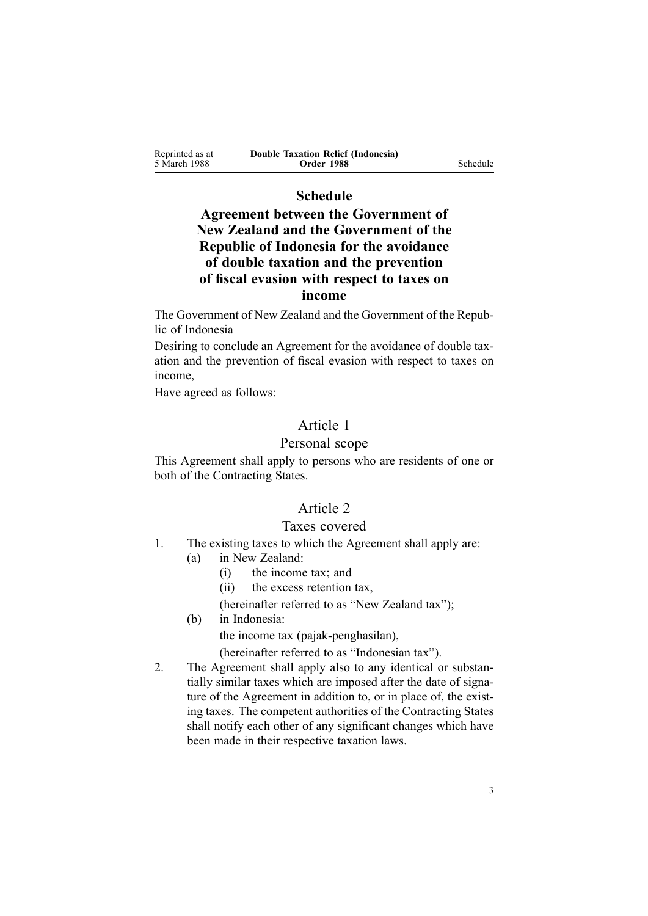# Schedule

## Agreement between the Government of New Zealand and the Government of the Republic of Indonesia for the avoidance of double taxation and the prevention of fiscal evasion with respect to taxes on income

The Government of New Zealand and the Government of the Republic of Indonesia

Desiring to conclude an Agreement for the avoidance of double taxation and the prevention of fiscal evasion with respect to taxes on income,

Have agreed as follows:

### Article 1

### Personal scope

This Agreement shall apply to persons who are residents of one or both of the Contracting States.

### Article 2

### Taxes covered

1. The existing taxes to which the Agreement shall apply are:
   - (a) in New Zealand:
     - (i) the income tax; and
     - (ii) the excess retention tax,

     (hereinafter referred to as "New Zealand tax");
   - (b) in Indonesia:

     the income tax (pajak-penghasilan),

     (hereinafter referred to as "Indonesian tax").
2. The Agreement shall apply also to any identical or substantially similar taxes which are imposed after the date of signature of the Agreement in addition to, or in place of, the existing taxes. The competent authorities of the Contracting States shall notify each other of any significant changes which have been made in their respective taxation laws.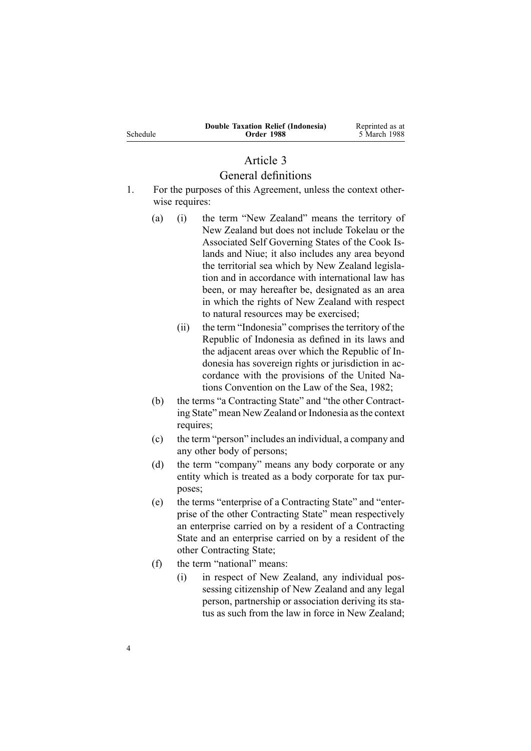## Article 3

### General definitions

1. For the purposes of this Agreement, unless the context otherwise requires:

   (a) (i) the term "New Zealand" means the territory of New Zealand but does not include Tokelau or the Associated Self Governing States of the Cook Islands and Niue; it also includes any area beyond the territorial sea which by New Zealand legislation and in accordance with international law has been, or may hereafter be, designated as an area in which the rights of New Zealand with respect to natural resources may be exercised;

   (ii) the term "Indonesia" comprises the territory of the Republic of Indonesia as defined in its laws and the adjacent areas over which the Republic of Indonesia has sovereign rights or jurisdiction in accordance with the provisions of the United Nations Convention on the Law of the Sea, 1982;

   (b) the terms "a Contracting State" and "the other Contracting State" mean New Zealand or Indonesia as the context requires;

   (c) the term "person" includes an individual, a company and any other body of persons;

   (d) the term "company" means any body corporate or any entity which is treated as a body corporate for tax purposes;

   (e) the terms "enterprise of a Contracting State" and "enterprise of the other Contracting State" mean respectively an enterprise carried on by a resident of a Contracting State and an enterprise carried on by a resident of the other Contracting State;

   (f) the term "national" means:

   (i) in respect of New Zealand, any individual possessing citizenship of New Zealand and any legal person, partnership or association deriving its status as such from the law in force in New Zealand;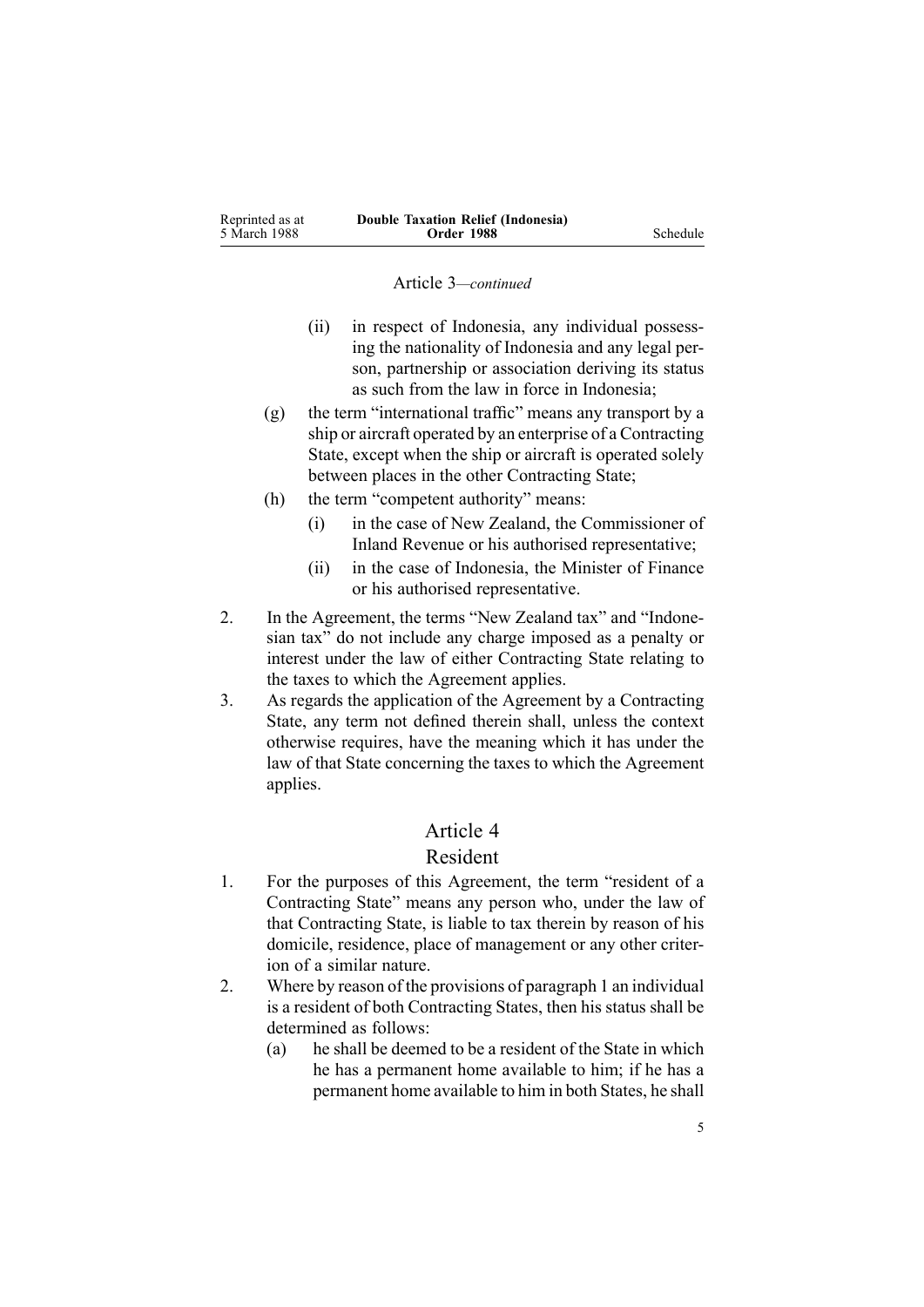Article 3—*continued*

   (ii) in respect of Indonesia, any individual possessing the nationality of Indonesia and any legal person, partnership or association deriving its status as such from the law in force in Indonesia;

(g) the term "international traffic" means any transport by a ship or aircraft operated by an enterprise of a Contracting State, except when the ship or aircraft is operated solely between places in the other Contracting State;

(h) the term "competent authority" means:

   (i) in the case of New Zealand, the Commissioner of Inland Revenue or his authorised representative;

   (ii) in the case of Indonesia, the Minister of Finance or his authorised representative.

2. In the Agreement, the terms "New Zealand tax" and "Indonesian tax" do not include any charge imposed as a penalty or interest under the law of either Contracting State relating to the taxes to which the Agreement applies.

3. As regards the application of the Agreement by a Contracting State, any term not defined therein shall, unless the context otherwise requires, have the meaning which it has under the law of that State concerning the taxes to which the Agreement applies.

## Article 4
## Resident

1. For the purposes of this Agreement, the term "resident of a Contracting State" means any person who, under the law of that Contracting State, is liable to tax therein by reason of his domicile, residence, place of management or any other criterion of a similar nature.

2. Where by reason of the provisions of paragraph 1 an individual is a resident of both Contracting States, then his status shall be determined as follows:

   (a) he shall be deemed to be a resident of the State in which he has a permanent home available to him; if he has a permanent home available to him in both States, he shall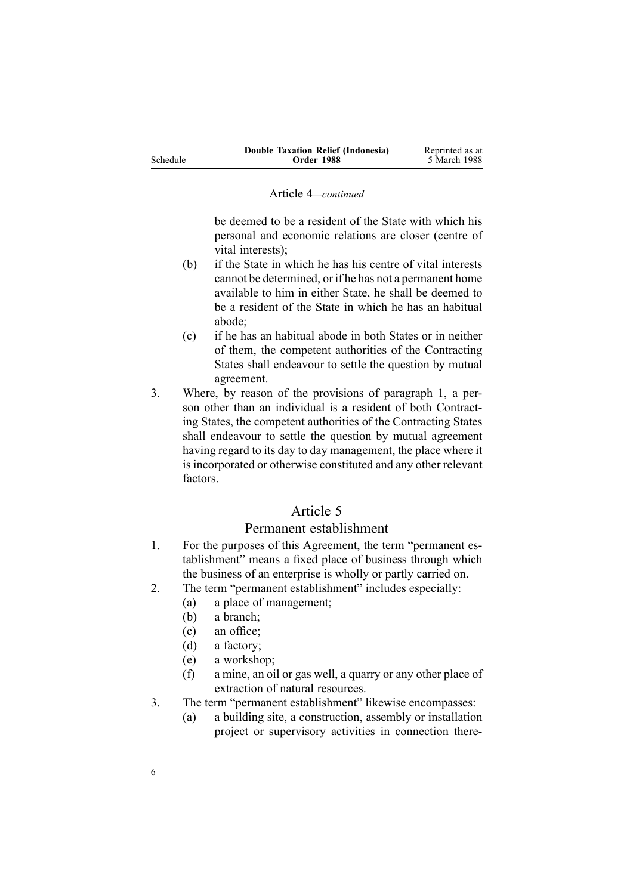Article 4—*continued*

be deemed to be a resident of the State with which his personal and economic relations are closer (centre of vital interests);

(b) if the State in which he has his centre of vital interests cannot be determined, or if he has not a permanent home available to him in either State, he shall be deemed to be a resident of the State in which he has an habitual abode;

(c) if he has an habitual abode in both States or in neither of them, the competent authorities of the Contracting States shall endeavour to settle the question by mutual agreement.

3. Where, by reason of the provisions of paragraph 1, a person other than an individual is a resident of both Contracting States, the competent authorities of the Contracting States shall endeavour to settle the question by mutual agreement having regard to its day to day management, the place where it is incorporated or otherwise constituted and any other relevant factors.

## Article 5

## Permanent establishment

1. For the purposes of this Agreement, the term "permanent establishment" means a fixed place of business through which the business of an enterprise is wholly or partly carried on.

2. The term "permanent establishment" includes especially:
   (a) a place of management;
   (b) a branch;
   (c) an office;
   (d) a factory;
   (e) a workshop;
   (f) a mine, an oil or gas well, a quarry or any other place of extraction of natural resources.

3. The term "permanent establishment" likewise encompasses:
   (a) a building site, a construction, assembly or installation project or supervisory activities in connection there-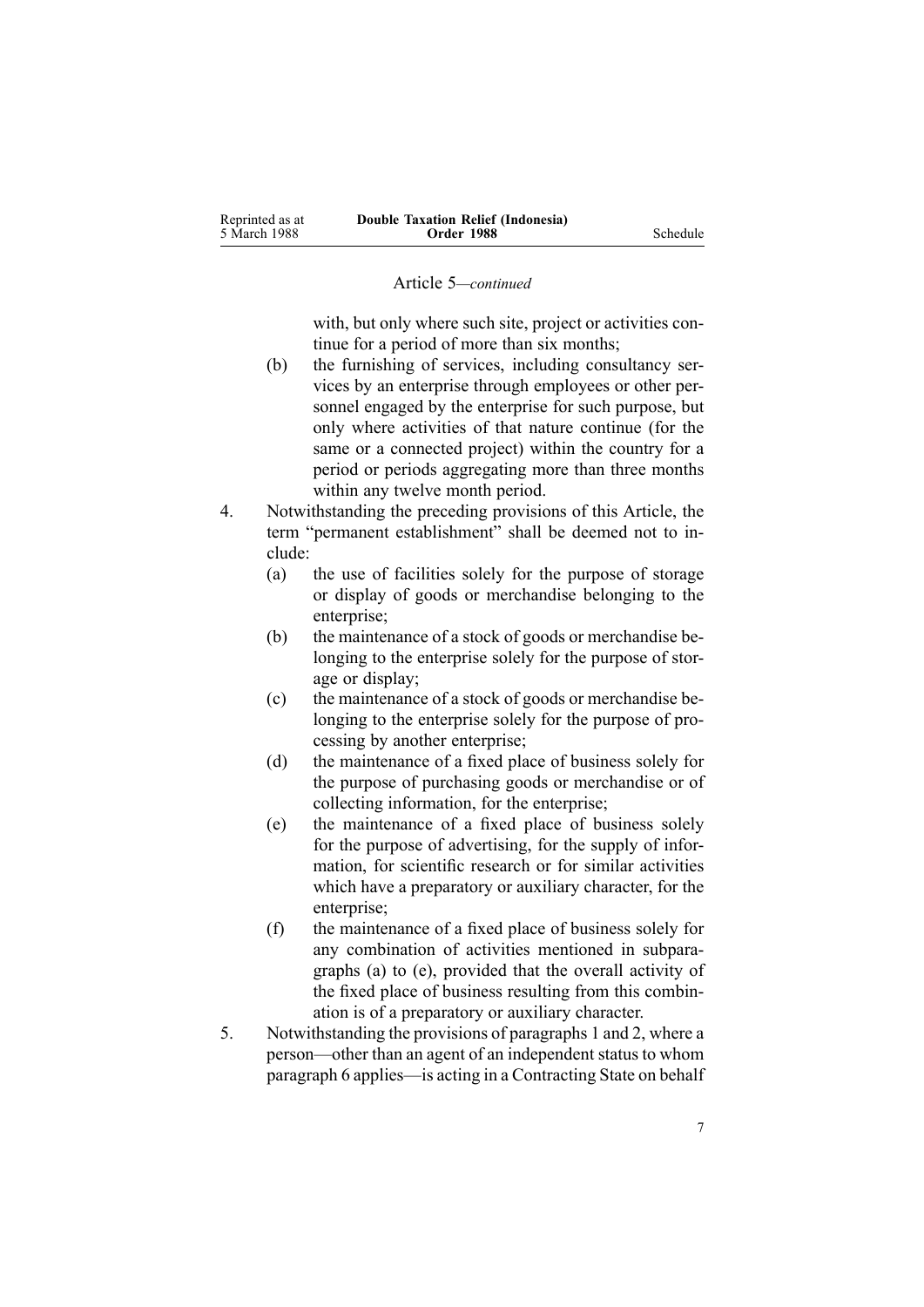Article 5—*continued*

with, but only where such site, project or activities continue for a period of more than six months;

(b) the furnishing of services, including consultancy services by an enterprise through employees or other personnel engaged by the enterprise for such purpose, but only where activities of that nature continue (for the same or a connected project) within the country for a period or periods aggregating more than three months within any twelve month period.

4. Notwithstanding the preceding provisions of this Article, the term "permanent establishment" shall be deemed not to include:

(a) the use of facilities solely for the purpose of storage or display of goods or merchandise belonging to the enterprise;

(b) the maintenance of a stock of goods or merchandise belonging to the enterprise solely for the purpose of storage or display;

(c) the maintenance of a stock of goods or merchandise belonging to the enterprise solely for the purpose of processing by another enterprise;

(d) the maintenance of a fixed place of business solely for the purpose of purchasing goods or merchandise or of collecting information, for the enterprise;

(e) the maintenance of a fixed place of business solely for the purpose of advertising, for the supply of information, for scientific research or for similar activities which have a preparatory or auxiliary character, for the enterprise;

(f) the maintenance of a fixed place of business solely for any combination of activities mentioned in subparagraphs (a) to (e), provided that the overall activity of the fixed place of business resulting from this combination is of a preparatory or auxiliary character.

5. Notwithstanding the provisions of paragraphs 1 and 2, where a person—other than an agent of an independent status to whom paragraph 6 applies—is acting in a Contracting State on behalf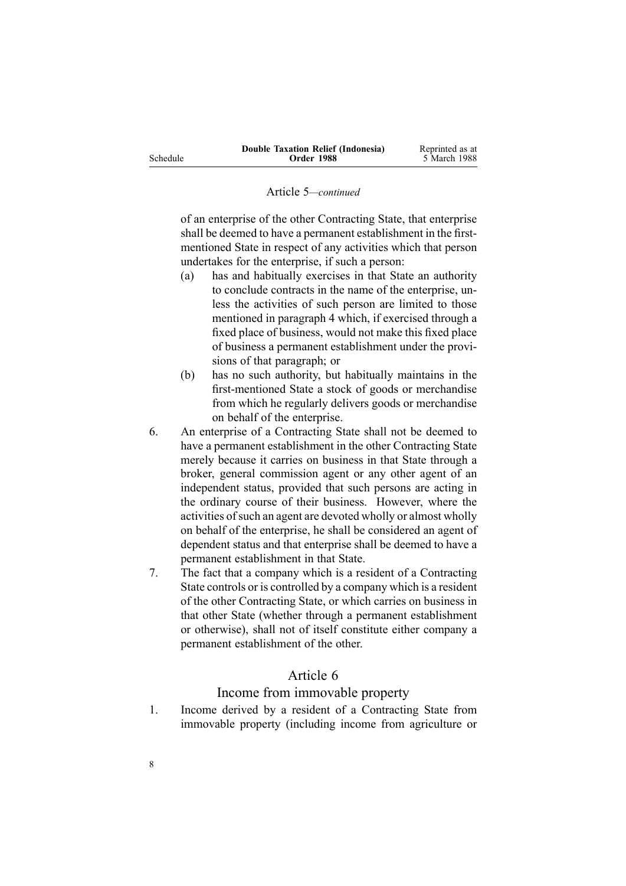Article 5—*continued*

of an enterprise of the other Contracting State, that enterprise shall be deemed to have a permanent establishment in the first-mentioned State in respect of any activities which that person undertakes for the enterprise, if such a person:

(a) has and habitually exercises in that State an authority to conclude contracts in the name of the enterprise, unless the activities of such person are limited to those mentioned in paragraph 4 which, if exercised through a fixed place of business, would not make this fixed place of business a permanent establishment under the provisions of that paragraph; or

(b) has no such authority, but habitually maintains in the first-mentioned State a stock of goods or merchandise from which he regularly delivers goods or merchandise on behalf of the enterprise.

6. An enterprise of a Contracting State shall not be deemed to have a permanent establishment in the other Contracting State merely because it carries on business in that State through a broker, general commission agent or any other agent of an independent status, provided that such persons are acting in the ordinary course of their business. However, where the activities of such an agent are devoted wholly or almost wholly on behalf of the enterprise, he shall be considered an agent of dependent status and that enterprise shall be deemed to have a permanent establishment in that State.

7. The fact that a company which is a resident of a Contracting State controls or is controlled by a company which is a resident of the other Contracting State, or which carries on business in that other State (whether through a permanent establishment or otherwise), shall not of itself constitute either company a permanent establishment of the other.

## Article 6

### Income from immovable property

1. Income derived by a resident of a Contracting State from immovable property (including income from agriculture or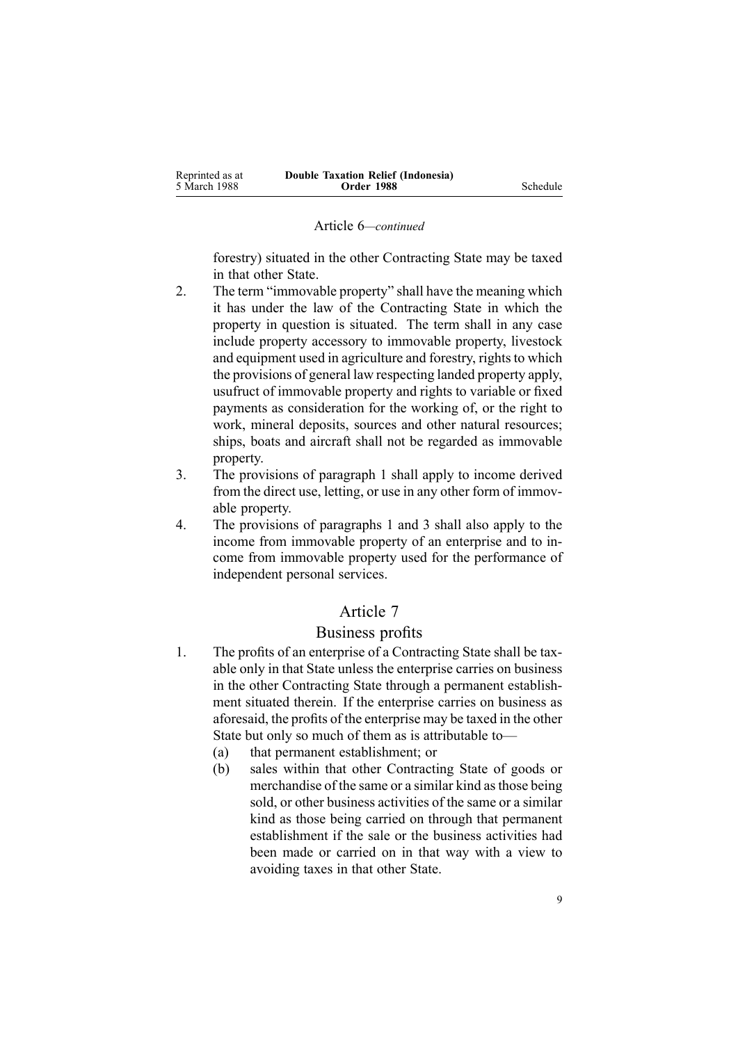Article 6—*continued*

forestry) situated in the other Contracting State may be taxed in that other State.

2. The term "immovable property" shall have the meaning which it has under the law of the Contracting State in which the property in question is situated. The term shall in any case include property accessory to immovable property, livestock and equipment used in agriculture and forestry, rights to which the provisions of general law respecting landed property apply, usufruct of immovable property and rights to variable or fixed payments as consideration for the working of, or the right to work, mineral deposits, sources and other natural resources; ships, boats and aircraft shall not be regarded as immovable property.
3. The provisions of paragraph 1 shall apply to income derived from the direct use, letting, or use in any other form of immovable property.
4. The provisions of paragraphs 1 and 3 shall also apply to the income from immovable property of an enterprise and to income from immovable property used for the performance of independent personal services.

## Article 7

### Business profits

1. The profits of an enterprise of a Contracting State shall be taxable only in that State unless the enterprise carries on business in the other Contracting State through a permanent establishment situated therein. If the enterprise carries on business as aforesaid, the profits of the enterprise may be taxed in the other State but only so much of them as is attributable to—
   (a) that permanent establishment; or
   (b) sales within that other Contracting State of goods or merchandise of the same or a similar kind as those being sold, or other business activities of the same or a similar kind as those being carried on through that permanent establishment if the sale or the business activities had been made or carried on in that way with a view to avoiding taxes in that other State.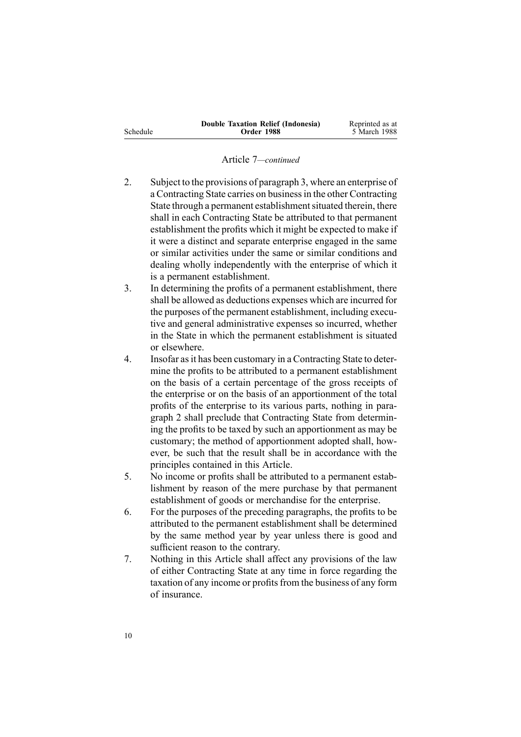Article 7—*continued*

2. Subject to the provisions of paragraph 3, where an enterprise of a Contracting State carries on business in the other Contracting State through a permanent establishment situated therein, there shall in each Contracting State be attributed to that permanent establishment the profits which it might be expected to make if it were a distinct and separate enterprise engaged in the same or similar activities under the same or similar conditions and dealing wholly independently with the enterprise of which it is a permanent establishment.
3. In determining the profits of a permanent establishment, there shall be allowed as deductions expenses which are incurred for the purposes of the permanent establishment, including executive and general administrative expenses so incurred, whether in the State in which the permanent establishment is situated or elsewhere.
4. Insofar as it has been customary in a Contracting State to determine the profits to be attributed to a permanent establishment on the basis of a certain percentage of the gross receipts of the enterprise or on the basis of an apportionment of the total profits of the enterprise to its various parts, nothing in paragraph 2 shall preclude that Contracting State from determining the profits to be taxed by such an apportionment as may be customary; the method of apportionment adopted shall, however, be such that the result shall be in accordance with the principles contained in this Article.
5. No income or profits shall be attributed to a permanent establishment by reason of the mere purchase by that permanent establishment of goods or merchandise for the enterprise.
6. For the purposes of the preceding paragraphs, the profits to be attributed to the permanent establishment shall be determined by the same method year by year unless there is good and sufficient reason to the contrary.
7. Nothing in this Article shall affect any provisions of the law of either Contracting State at any time in force regarding the taxation of any income or profits from the business of any form of insurance.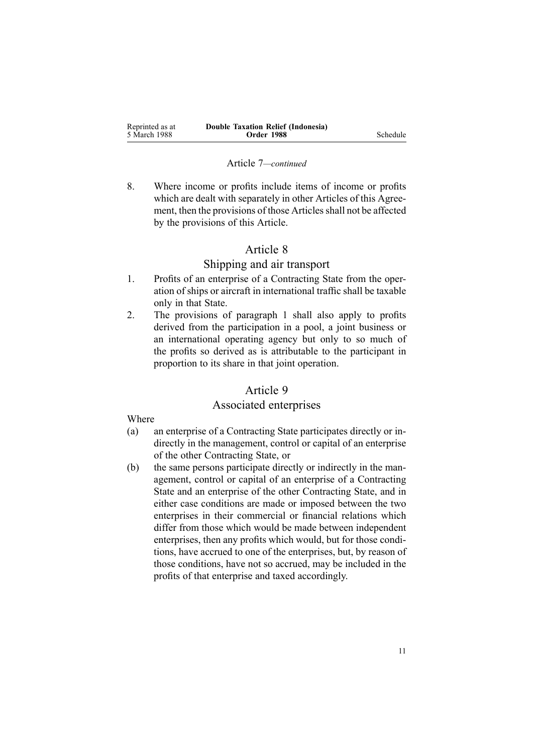Article 7—*continued*

8. Where income or profits include items of income or profits which are dealt with separately in other Articles of this Agreement, then the provisions of those Articles shall not be affected by the provisions of this Article.

## Article 8

## Shipping and air transport

1. Profits of an enterprise of a Contracting State from the operation of ships or aircraft in international traffic shall be taxable only in that State.
2. The provisions of paragraph 1 shall also apply to profits derived from the participation in a pool, a joint business or an international operating agency but only to so much of the profits so derived as is attributable to the participant in proportion to its share in that joint operation.

## Article 9

## Associated enterprises

Where

(a) an enterprise of a Contracting State participates directly or indirectly in the management, control or capital of an enterprise of the other Contracting State, or

(b) the same persons participate directly or indirectly in the management, control or capital of an enterprise of a Contracting State and an enterprise of the other Contracting State, and in either case conditions are made or imposed between the two enterprises in their commercial or financial relations which differ from those which would be made between independent enterprises, then any profits which would, but for those conditions, have accrued to one of the enterprises, but, by reason of those conditions, have not so accrued, may be included in the profits of that enterprise and taxed accordingly.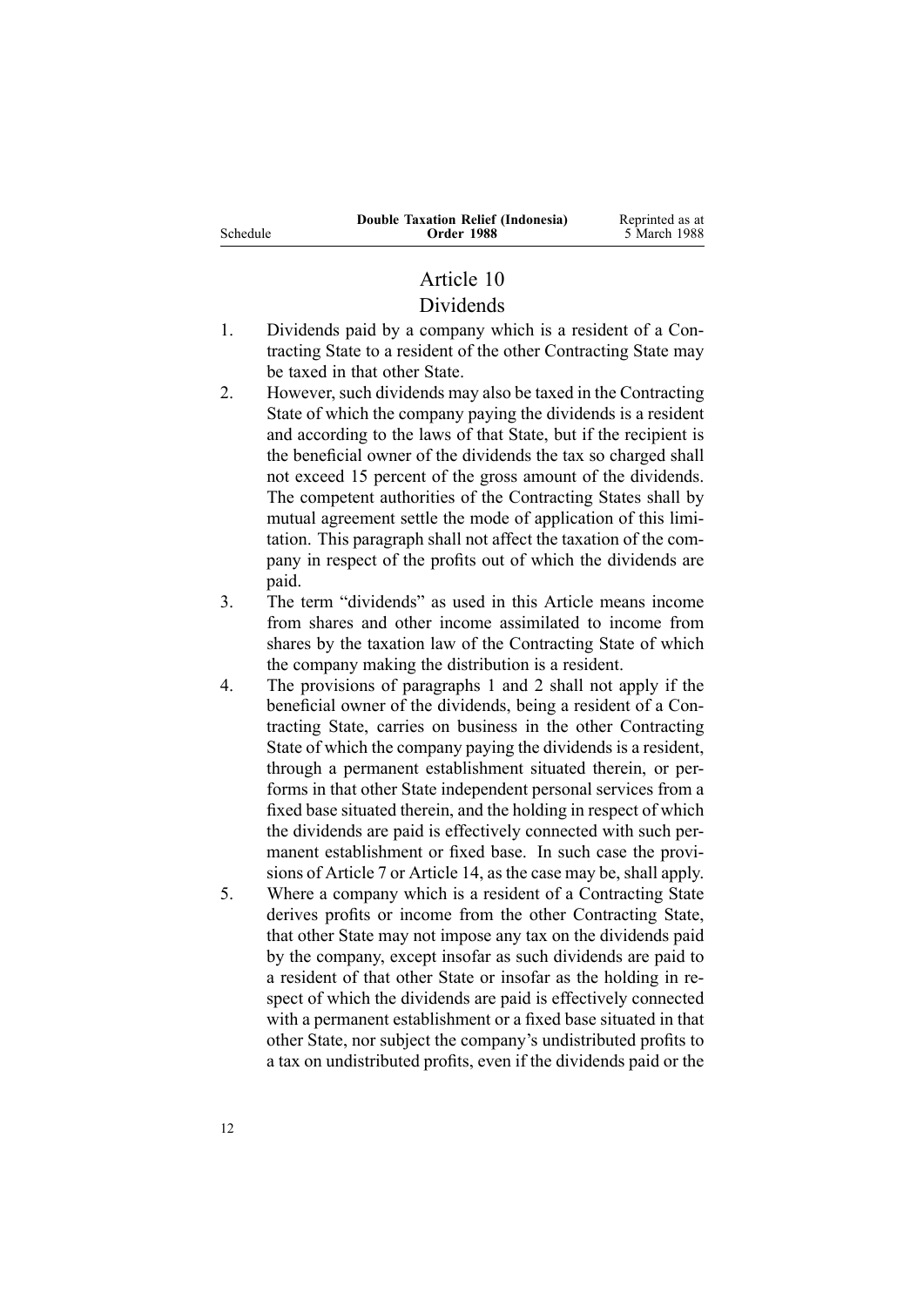## Article 10
## Dividends

1. Dividends paid by a company which is a resident of a Contracting State to a resident of the other Contracting State may be taxed in that other State.
2. However, such dividends may also be taxed in the Contracting State of which the company paying the dividends is a resident and according to the laws of that State, but if the recipient is the beneficial owner of the dividends the tax so charged shall not exceed 15 percent of the gross amount of the dividends. The competent authorities of the Contracting States shall by mutual agreement settle the mode of application of this limitation. This paragraph shall not affect the taxation of the company in respect of the profits out of which the dividends are paid.
3. The term "dividends" as used in this Article means income from shares and other income assimilated to income from shares by the taxation law of the Contracting State of which the company making the distribution is a resident.
4. The provisions of paragraphs 1 and 2 shall not apply if the beneficial owner of the dividends, being a resident of a Contracting State, carries on business in the other Contracting State of which the company paying the dividends is a resident, through a permanent establishment situated therein, or performs in that other State independent personal services from a fixed base situated therein, and the holding in respect of which the dividends are paid is effectively connected with such permanent establishment or fixed base. In such case the provisions of Article 7 or Article 14, as the case may be, shall apply.
5. Where a company which is a resident of a Contracting State derives profits or income from the other Contracting State, that other State may not impose any tax on the dividends paid by the company, except insofar as such dividends are paid to a resident of that other State or insofar as the holding in respect of which the dividends are paid is effectively connected with a permanent establishment or a fixed base situated in that other State, nor subject the company's undistributed profits to a tax on undistributed profits, even if the dividends paid or the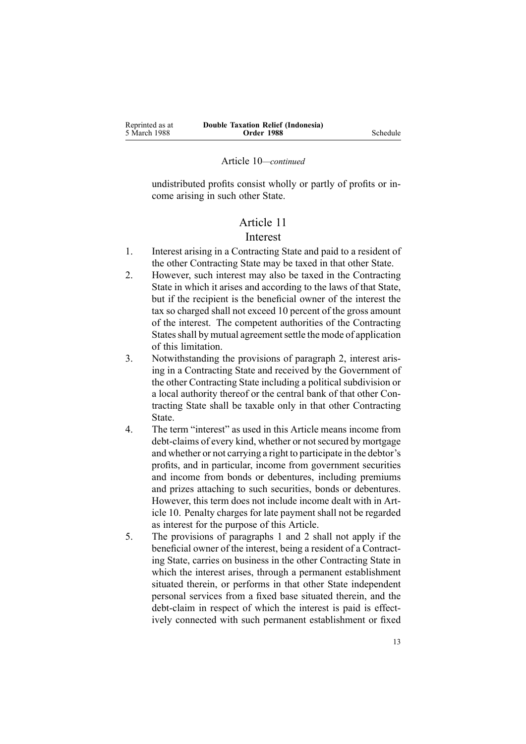Article 10—*continued*

undistributed profits consist wholly or partly of profits or income arising in such other State.

## Article 11
### Interest

1. Interest arising in a Contracting State and paid to a resident of the other Contracting State may be taxed in that other State.
2. However, such interest may also be taxed in the Contracting State in which it arises and according to the laws of that State, but if the recipient is the beneficial owner of the interest the tax so charged shall not exceed 10 percent of the gross amount of the interest. The competent authorities of the Contracting States shall by mutual agreement settle the mode of application of this limitation.
3. Notwithstanding the provisions of paragraph 2, interest arising in a Contracting State and received by the Government of the other Contracting State including a political subdivision or a local authority thereof or the central bank of that other Contracting State shall be taxable only in that other Contracting State.
4. The term "interest" as used in this Article means income from debt-claims of every kind, whether or not secured by mortgage and whether or not carrying a right to participate in the debtor's profits, and in particular, income from government securities and income from bonds or debentures, including premiums and prizes attaching to such securities, bonds or debentures. However, this term does not include income dealt with in Article 10. Penalty charges for late payment shall not be regarded as interest for the purpose of this Article.
5. The provisions of paragraphs 1 and 2 shall not apply if the beneficial owner of the interest, being a resident of a Contracting State, carries on business in the other Contracting State in which the interest arises, through a permanent establishment situated therein, or performs in that other State independent personal services from a fixed base situated therein, and the debt-claim in respect of which the interest is paid is effectively connected with such permanent establishment or fixed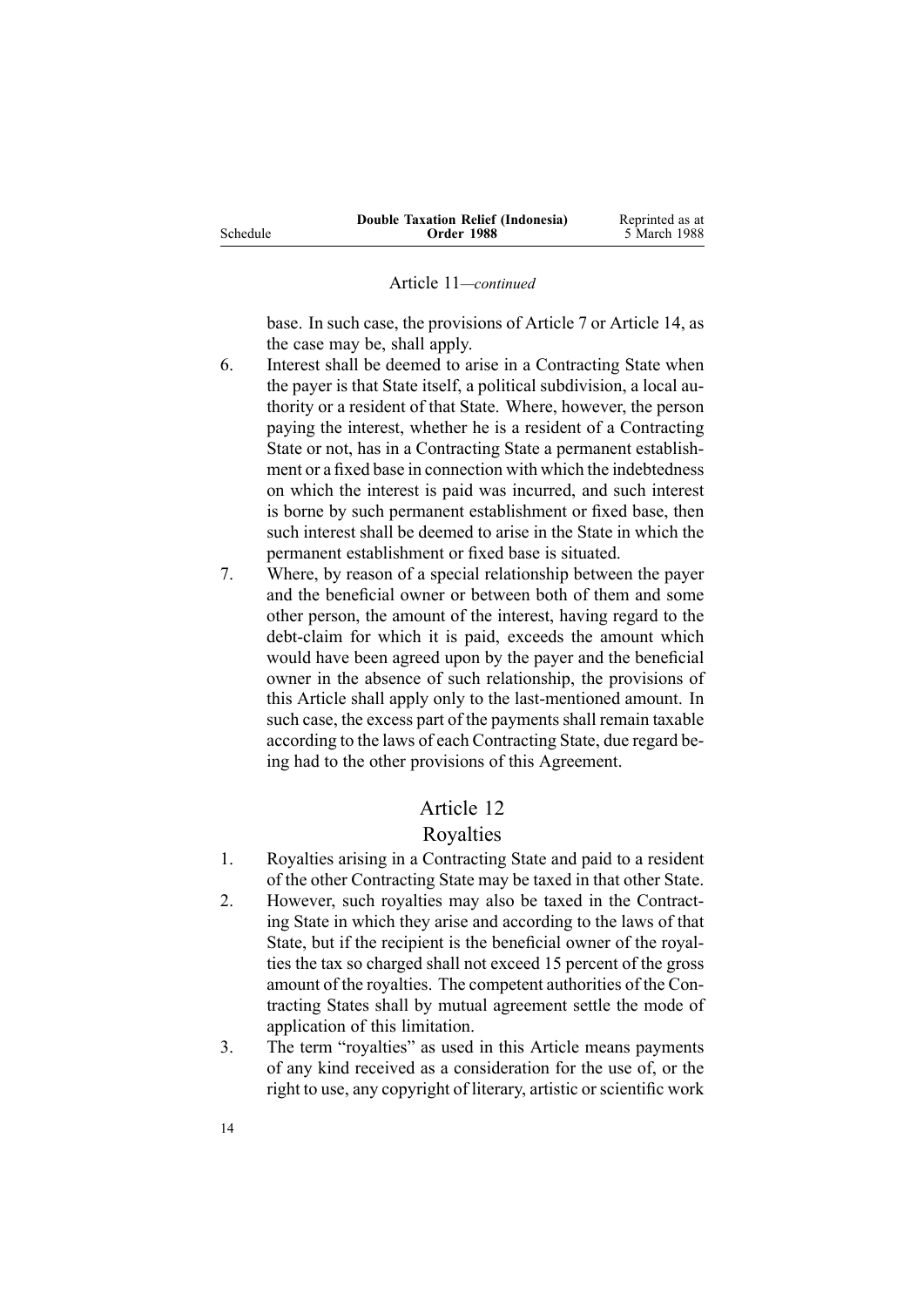Article 11—*continued*

base. In such case, the provisions of Article 7 or Article 14, as the case may be, shall apply.

6. Interest shall be deemed to arise in a Contracting State when the payer is that State itself, a political subdivision, a local authority or a resident of that State. Where, however, the person paying the interest, whether he is a resident of a Contracting State or not, has in a Contracting State a permanent establishment or a fixed base in connection with which the indebtedness on which the interest is paid was incurred, and such interest is borne by such permanent establishment or fixed base, then such interest shall be deemed to arise in the State in which the permanent establishment or fixed base is situated.

7. Where, by reason of a special relationship between the payer and the beneficial owner or between both of them and some other person, the amount of the interest, having regard to the debt-claim for which it is paid, exceeds the amount which would have been agreed upon by the payer and the beneficial owner in the absence of such relationship, the provisions of this Article shall apply only to the last-mentioned amount. In such case, the excess part of the payments shall remain taxable according to the laws of each Contracting State, due regard being had to the other provisions of this Agreement.

## Article 12

## Royalties

1. Royalties arising in a Contracting State and paid to a resident of the other Contracting State may be taxed in that other State.

2. However, such royalties may also be taxed in the Contracting State in which they arise and according to the laws of that State, but if the recipient is the beneficial owner of the royalties the tax so charged shall not exceed 15 percent of the gross amount of the royalties. The competent authorities of the Contracting States shall by mutual agreement settle the mode of application of this limitation.

3. The term "royalties" as used in this Article means payments of any kind received as a consideration for the use of, or the right to use, any copyright of literary, artistic or scientific work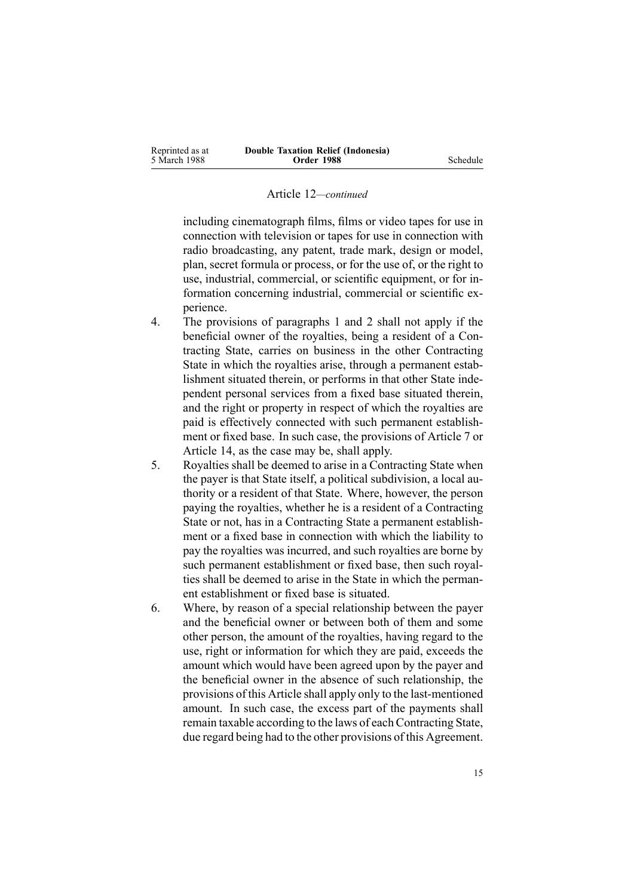Article 12—*continued*

including cinematograph films, films or video tapes for use in connection with television or tapes for use in connection with radio broadcasting, any patent, trade mark, design or model, plan, secret formula or process, or for the use of, or the right to use, industrial, commercial, or scientific equipment, or for information concerning industrial, commercial or scientific experience.

4. The provisions of paragraphs 1 and 2 shall not apply if the beneficial owner of the royalties, being a resident of a Contracting State, carries on business in the other Contracting State in which the royalties arise, through a permanent establishment situated therein, or performs in that other State independent personal services from a fixed base situated therein, and the right or property in respect of which the royalties are paid is effectively connected with such permanent establishment or fixed base. In such case, the provisions of Article 7 or Article 14, as the case may be, shall apply.

5. Royalties shall be deemed to arise in a Contracting State when the payer is that State itself, a political subdivision, a local authority or a resident of that State. Where, however, the person paying the royalties, whether he is a resident of a Contracting State or not, has in a Contracting State a permanent establishment or a fixed base in connection with which the liability to pay the royalties was incurred, and such royalties are borne by such permanent establishment or fixed base, then such royalties shall be deemed to arise in the State in which the permanent establishment or fixed base is situated.

6. Where, by reason of a special relationship between the payer and the beneficial owner or between both of them and some other person, the amount of the royalties, having regard to the use, right or information for which they are paid, exceeds the amount which would have been agreed upon by the payer and the beneficial owner in the absence of such relationship, the provisions of this Article shall apply only to the last-mentioned amount. In such case, the excess part of the payments shall remain taxable according to the laws of each Contracting State, due regard being had to the other provisions of this Agreement.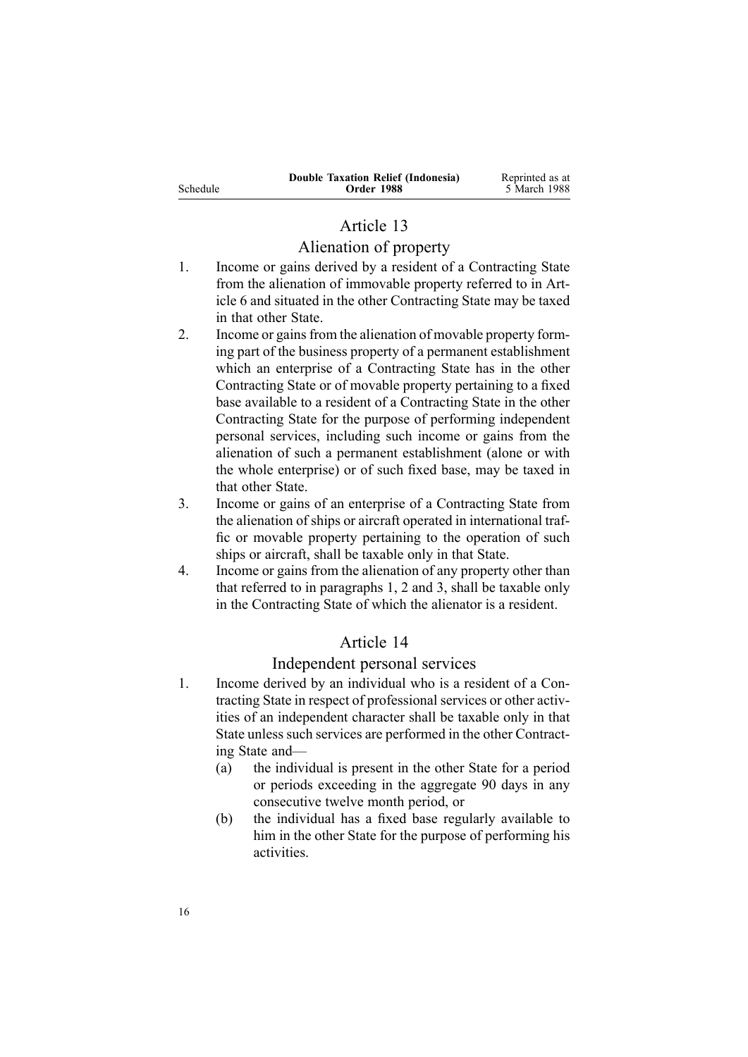## Article 13

### Alienation of property

1. Income or gains derived by a resident of a Contracting State from the alienation of immovable property referred to in Article 6 and situated in the other Contracting State may be taxed in that other State.
2. Income or gains from the alienation of movable property forming part of the business property of a permanent establishment which an enterprise of a Contracting State has in the other Contracting State or of movable property pertaining to a fixed base available to a resident of a Contracting State in the other Contracting State for the purpose of performing independent personal services, including such income or gains from the alienation of such a permanent establishment (alone or with the whole enterprise) or of such fixed base, may be taxed in that other State.
3. Income or gains of an enterprise of a Contracting State from the alienation of ships or aircraft operated in international traffic or movable property pertaining to the operation of such ships or aircraft, shall be taxable only in that State.
4. Income or gains from the alienation of any property other than that referred to in paragraphs 1, 2 and 3, shall be taxable only in the Contracting State of which the alienator is a resident.

## Article 14

### Independent personal services

1. Income derived by an individual who is a resident of a Contracting State in respect of professional services or other activities of an independent character shall be taxable only in that State unless such services are performed in the other Contracting State and—
   (a) the individual is present in the other State for a period or periods exceeding in the aggregate 90 days in any consecutive twelve month period, or
   (b) the individual has a fixed base regularly available to him in the other State for the purpose of performing his activities.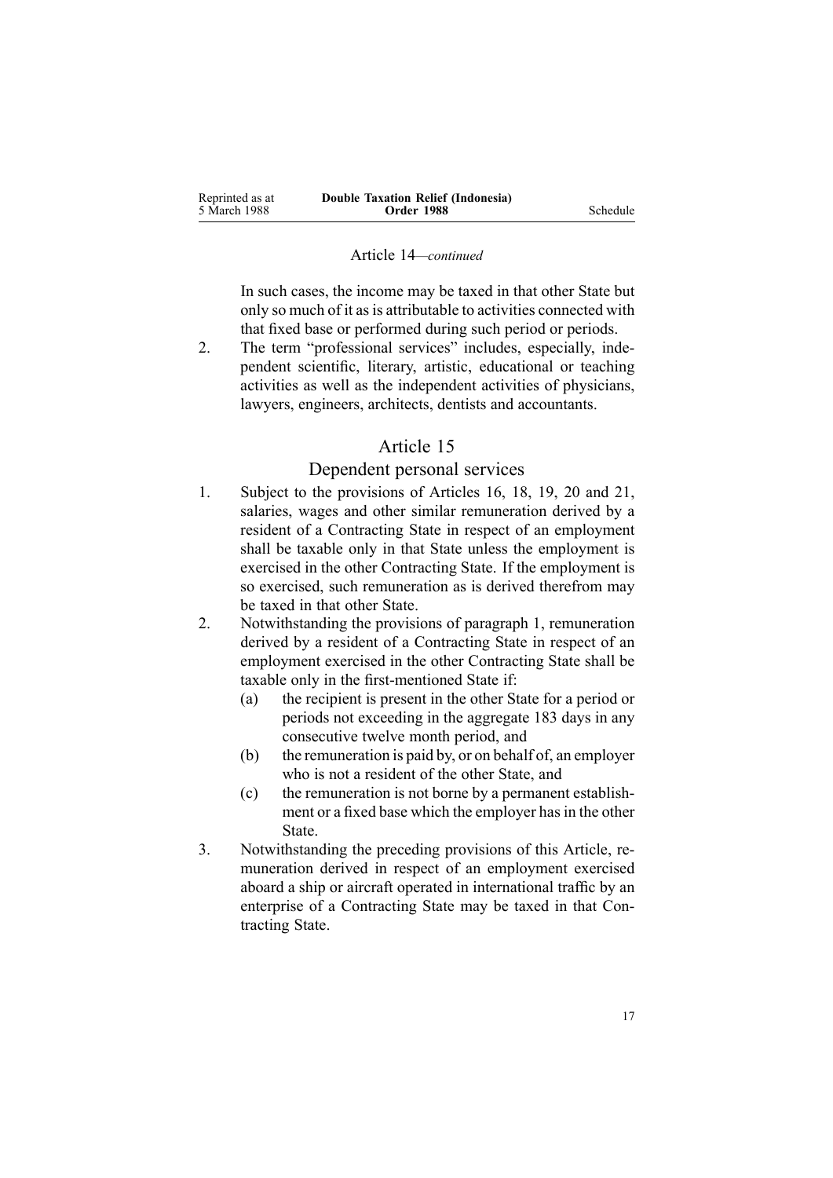Article 14—*continued*

In such cases, the income may be taxed in that other State but only so much of it as is attributable to activities connected with that fixed base or performed during such period or periods.

2. The term "professional services" includes, especially, independent scientific, literary, artistic, educational or teaching activities as well as the independent activities of physicians, lawyers, engineers, architects, dentists and accountants.

## Article 15

### Dependent personal services

1. Subject to the provisions of Articles 16, 18, 19, 20 and 21, salaries, wages and other similar remuneration derived by a resident of a Contracting State in respect of an employment shall be taxable only in that State unless the employment is exercised in the other Contracting State. If the employment is so exercised, such remuneration as is derived therefrom may be taxed in that other State.
2. Notwithstanding the provisions of paragraph 1, remuneration derived by a resident of a Contracting State in respect of an employment exercised in the other Contracting State shall be taxable only in the first-mentioned State if:
   (a) the recipient is present in the other State for a period or periods not exceeding in the aggregate 183 days in any consecutive twelve month period, and
   (b) the remuneration is paid by, or on behalf of, an employer who is not a resident of the other State, and
   (c) the remuneration is not borne by a permanent establishment or a fixed base which the employer has in the other State.
3. Notwithstanding the preceding provisions of this Article, remuneration derived in respect of an employment exercised aboard a ship or aircraft operated in international traffic by an enterprise of a Contracting State may be taxed in that Contracting State.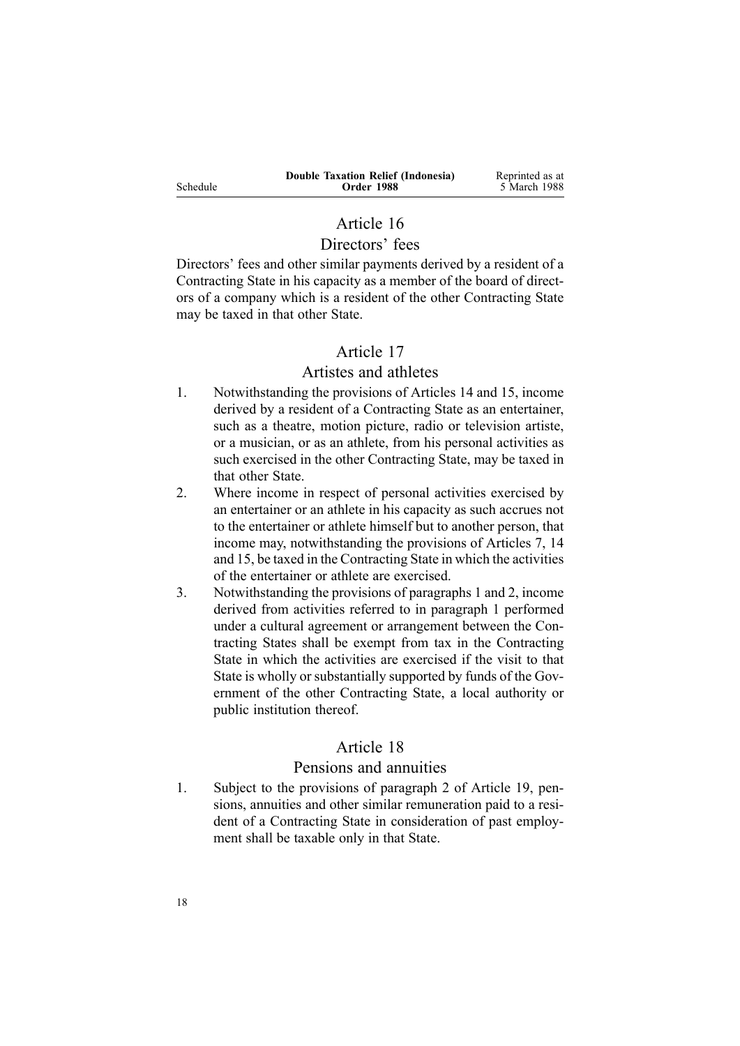## Article 16

### Directors' fees

Directors' fees and other similar payments derived by a resident of a Contracting State in his capacity as a member of the board of directors of a company which is a resident of the other Contracting State may be taxed in that other State.

## Article 17

### Artistes and athletes

1. Notwithstanding the provisions of Articles 14 and 15, income derived by a resident of a Contracting State as an entertainer, such as a theatre, motion picture, radio or television artiste, or a musician, or as an athlete, from his personal activities as such exercised in the other Contracting State, may be taxed in that other State.
2. Where income in respect of personal activities exercised by an entertainer or an athlete in his capacity as such accrues not to the entertainer or athlete himself but to another person, that income may, notwithstanding the provisions of Articles 7, 14 and 15, be taxed in the Contracting State in which the activities of the entertainer or athlete are exercised.
3. Notwithstanding the provisions of paragraphs 1 and 2, income derived from activities referred to in paragraph 1 performed under a cultural agreement or arrangement between the Contracting States shall be exempt from tax in the Contracting State in which the activities are exercised if the visit to that State is wholly or substantially supported by funds of the Government of the other Contracting State, a local authority or public institution thereof.

## Article 18

### Pensions and annuities

1. Subject to the provisions of paragraph 2 of Article 19, pensions, annuities and other similar remuneration paid to a resident of a Contracting State in consideration of past employment shall be taxable only in that State.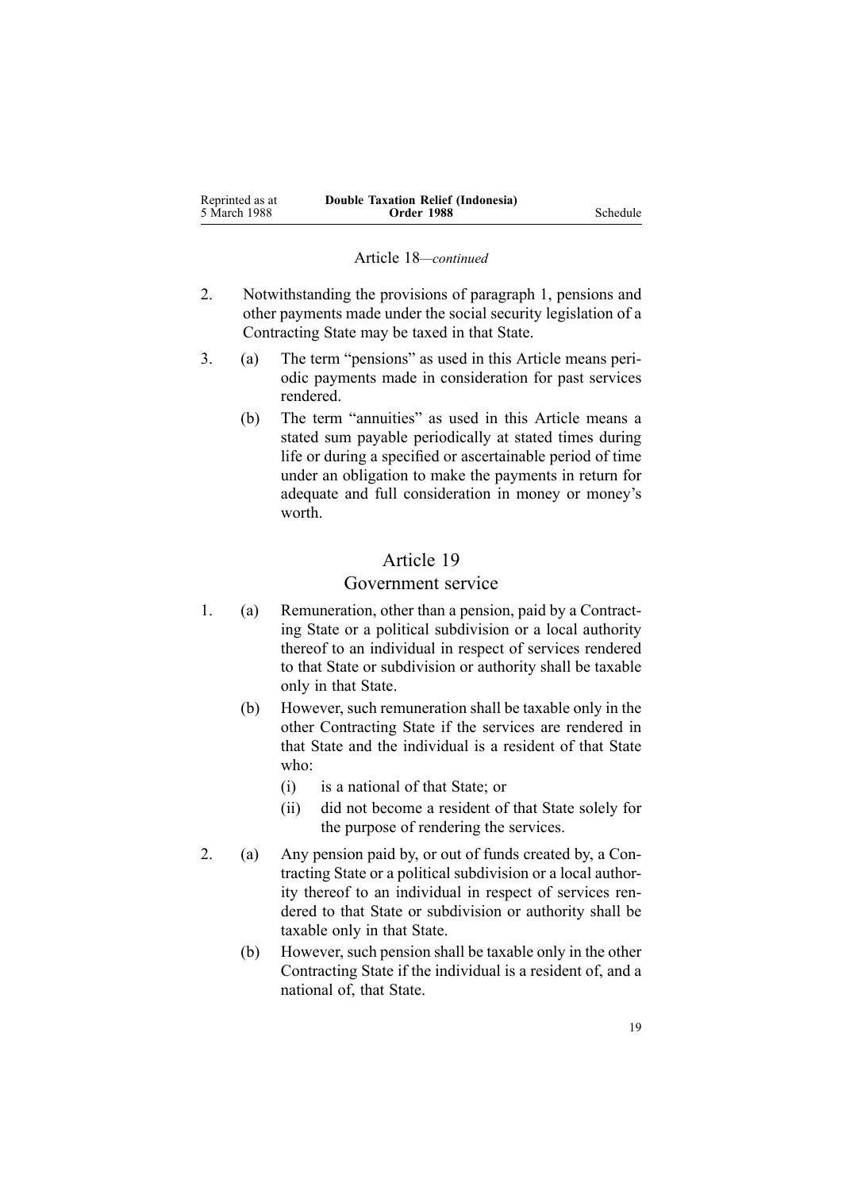Article 18—*continued*

2. Notwithstanding the provisions of paragraph 1, pensions and other payments made under the social security legislation of a Contracting State may be taxed in that State.

3. (a) The term "pensions" as used in this Article means periodic payments made in consideration for past services rendered.

   (b) The term "annuities" as used in this Article means a stated sum payable periodically at stated times during life or during a specified or ascertainable period of time under an obligation to make the payments in return for adequate and full consideration in money or money's worth.

## Article 19

## Government service

1. (a) Remuneration, other than a pension, paid by a Contracting State or a political subdivision or a local authority thereof to an individual in respect of services rendered to that State or subdivision or authority shall be taxable only in that State.

   (b) However, such remuneration shall be taxable only in the other Contracting State if the services are rendered in that State and the individual is a resident of that State who:

      (i) is a national of that State; or

      (ii) did not become a resident of that State solely for the purpose of rendering the services.

2. (a) Any pension paid by, or out of funds created by, a Contracting State or a political subdivision or a local authority thereof to an individual in respect of services rendered to that State or subdivision or authority shall be taxable only in that State.

   (b) However, such pension shall be taxable only in the other Contracting State if the individual is a resident of, and a national of, that State.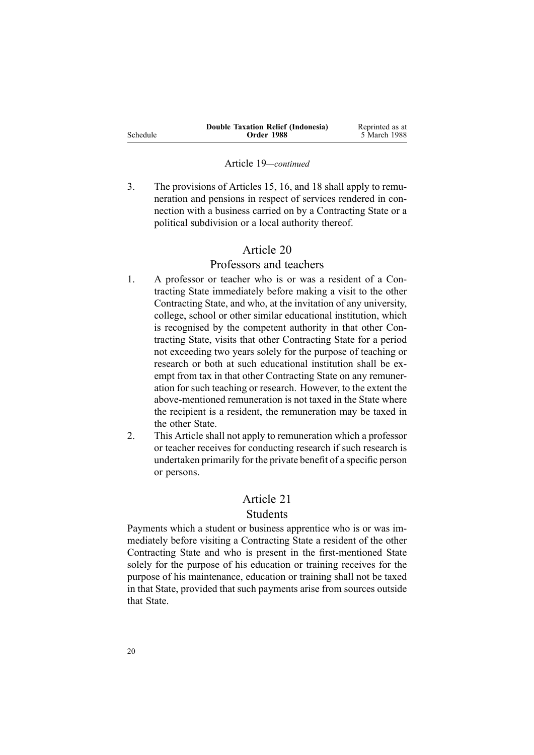Article 19—*continued*

3. The provisions of Articles 15, 16, and 18 shall apply to remuneration and pensions in respect of services rendered in connection with a business carried on by a Contracting State or a political subdivision or a local authority thereof.

## Article 20

## Professors and teachers

1. A professor or teacher who is or was a resident of a Contracting State immediately before making a visit to the other Contracting State, and who, at the invitation of any university, college, school or other similar educational institution, which is recognised by the competent authority in that other Contracting State, visits that other Contracting State for a period not exceeding two years solely for the purpose of teaching or research or both at such educational institution shall be exempt from tax in that other Contracting State on any remuneration for such teaching or research. However, to the extent the above-mentioned remuneration is not taxed in the State where the recipient is a resident, the remuneration may be taxed in the other State.
2. This Article shall not apply to remuneration which a professor or teacher receives for conducting research if such research is undertaken primarily for the private benefit of a specific person or persons.

## Article 21

## Students

Payments which a student or business apprentice who is or was immediately before visiting a Contracting State a resident of the other Contracting State and who is present in the first-mentioned State solely for the purpose of his education or training receives for the purpose of his maintenance, education or training shall not be taxed in that State, provided that such payments arise from sources outside that State.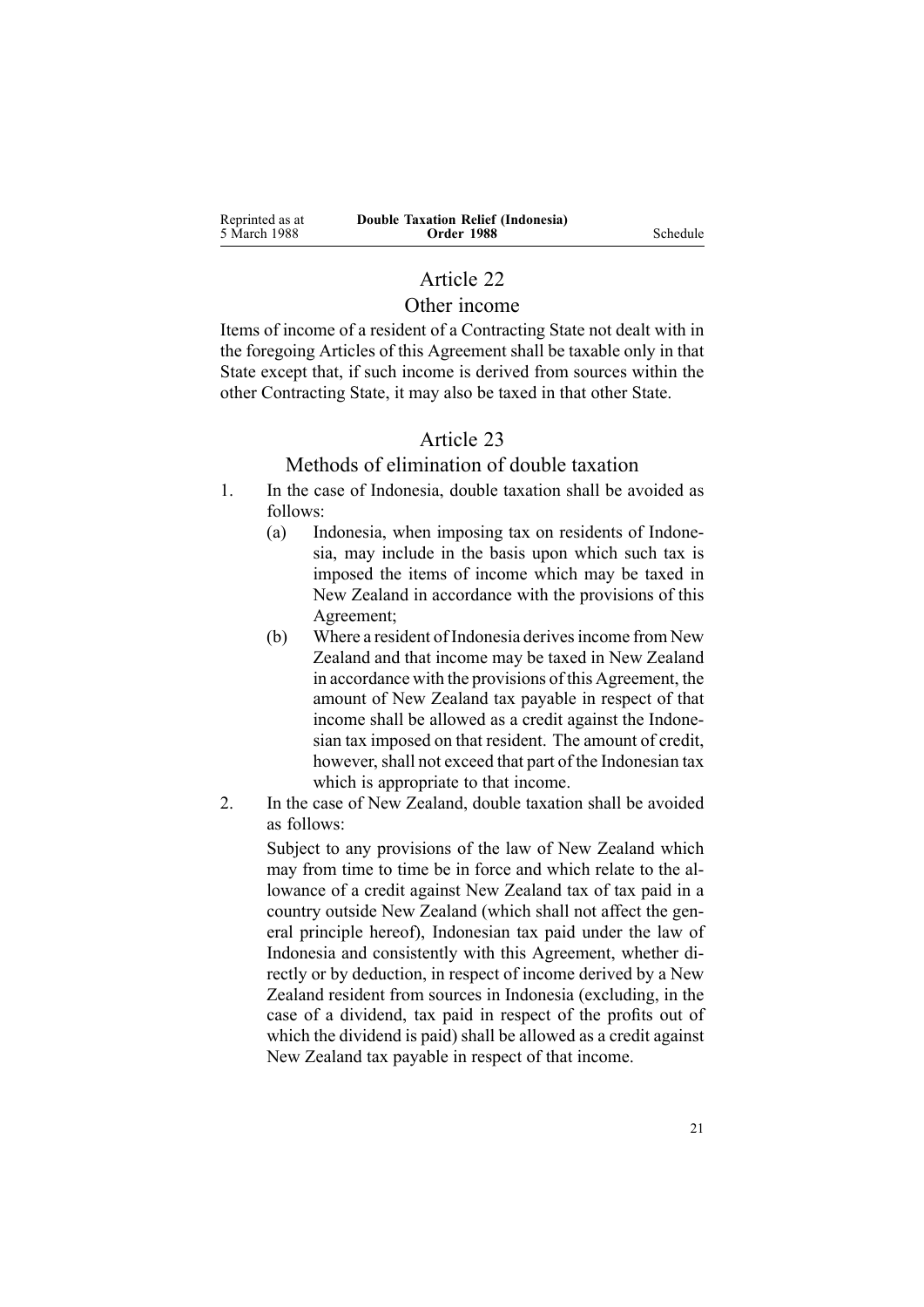## Article 22

### Other income

Items of income of a resident of a Contracting State not dealt with in the foregoing Articles of this Agreement shall be taxable only in that State except that, if such income is derived from sources within the other Contracting State, it may also be taxed in that other State.

## Article 23

### Methods of elimination of double taxation

1. In the case of Indonesia, double taxation shall be avoided as follows:
   - (a) Indonesia, when imposing tax on residents of Indonesia, may include in the basis upon which such tax is imposed the items of income which may be taxed in New Zealand in accordance with the provisions of this Agreement;
   - (b) Where a resident of Indonesia derives income from New Zealand and that income may be taxed in New Zealand in accordance with the provisions of this Agreement, the amount of New Zealand tax payable in respect of that income shall be allowed as a credit against the Indonesian tax imposed on that resident. The amount of credit, however, shall not exceed that part of the Indonesian tax which is appropriate to that income.
2. In the case of New Zealand, double taxation shall be avoided as follows:

   Subject to any provisions of the law of New Zealand which may from time to time be in force and which relate to the allowance of a credit against New Zealand tax of tax paid in a country outside New Zealand (which shall not affect the general principle hereof), Indonesian tax paid under the law of Indonesia and consistently with this Agreement, whether directly or by deduction, in respect of income derived by a New Zealand resident from sources in Indonesia (excluding, in the case of a dividend, tax paid in respect of the profits out of which the dividend is paid) shall be allowed as a credit against New Zealand tax payable in respect of that income.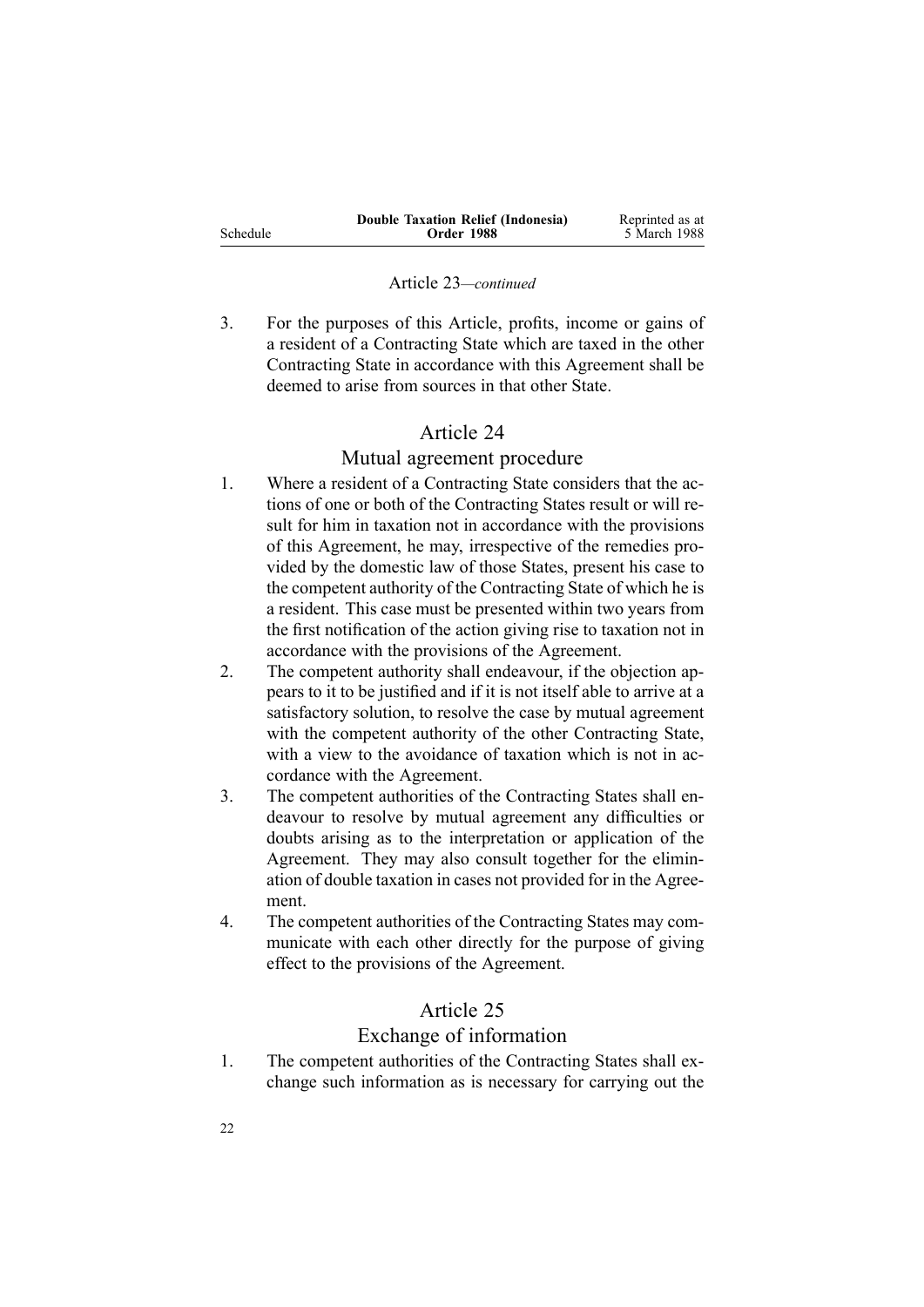Article 23—*continued*

3. For the purposes of this Article, profits, income or gains of a resident of a Contracting State which are taxed in the other Contracting State in accordance with this Agreement shall be deemed to arise from sources in that other State.

## Article 24

### Mutual agreement procedure

1. Where a resident of a Contracting State considers that the actions of one or both of the Contracting States result or will result for him in taxation not in accordance with the provisions of this Agreement, he may, irrespective of the remedies provided by the domestic law of those States, present his case to the competent authority of the Contracting State of which he is a resident. This case must be presented within two years from the first notification of the action giving rise to taxation not in accordance with the provisions of the Agreement.
2. The competent authority shall endeavour, if the objection appears to it to be justified and if it is not itself able to arrive at a satisfactory solution, to resolve the case by mutual agreement with the competent authority of the other Contracting State, with a view to the avoidance of taxation which is not in accordance with the Agreement.
3. The competent authorities of the Contracting States shall endeavour to resolve by mutual agreement any difficulties or doubts arising as to the interpretation or application of the Agreement. They may also consult together for the elimination of double taxation in cases not provided for in the Agreement.
4. The competent authorities of the Contracting States may communicate with each other directly for the purpose of giving effect to the provisions of the Agreement.

## Article 25

### Exchange of information

1. The competent authorities of the Contracting States shall exchange such information as is necessary for carrying out the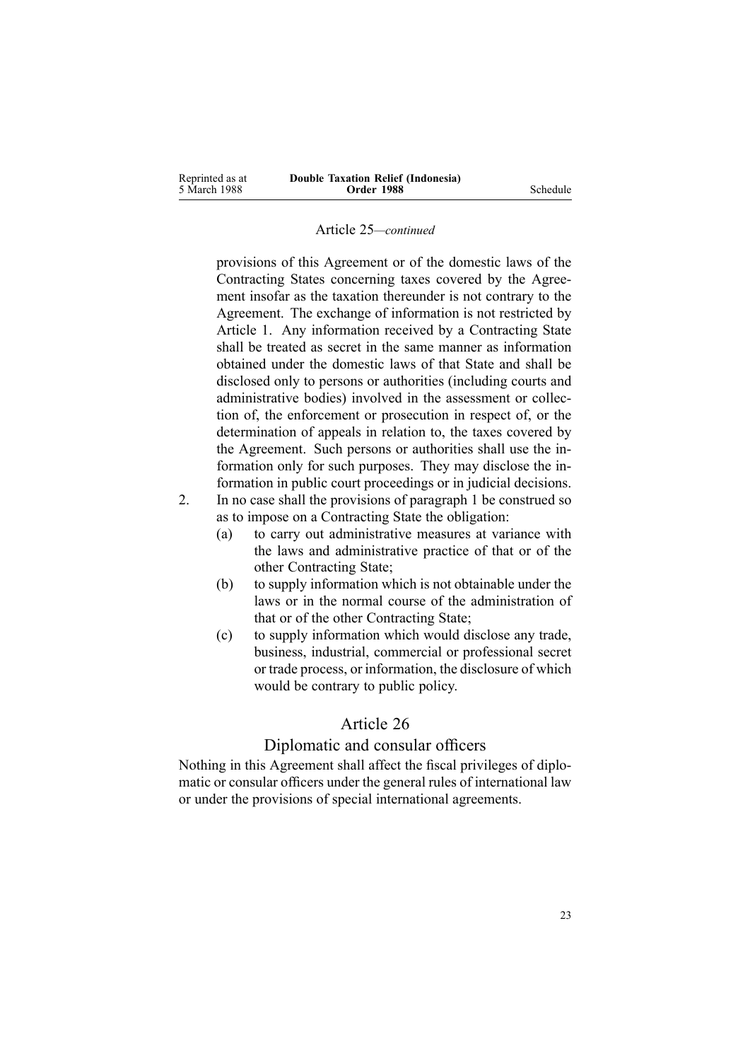Article 25—*continued*

provisions of this Agreement or of the domestic laws of the Contracting States concerning taxes covered by the Agreement insofar as the taxation thereunder is not contrary to the Agreement. The exchange of information is not restricted by Article 1. Any information received by a Contracting State shall be treated as secret in the same manner as information obtained under the domestic laws of that State and shall be disclosed only to persons or authorities (including courts and administrative bodies) involved in the assessment or collection of, the enforcement or prosecution in respect of, or the determination of appeals in relation to, the taxes covered by the Agreement. Such persons or authorities shall use the information only for such purposes. They may disclose the information in public court proceedings or in judicial decisions.

2. In no case shall the provisions of paragraph 1 be construed so as to impose on a Contracting State the obligation:
   (a) to carry out administrative measures at variance with the laws and administrative practice of that or of the other Contracting State;
   (b) to supply information which is not obtainable under the laws or in the normal course of the administration of that or of the other Contracting State;
   (c) to supply information which would disclose any trade, business, industrial, commercial or professional secret or trade process, or information, the disclosure of which would be contrary to public policy.

## Article 26

### Diplomatic and consular officers

Nothing in this Agreement shall affect the fiscal privileges of diplomatic or consular officers under the general rules of international law or under the provisions of special international agreements.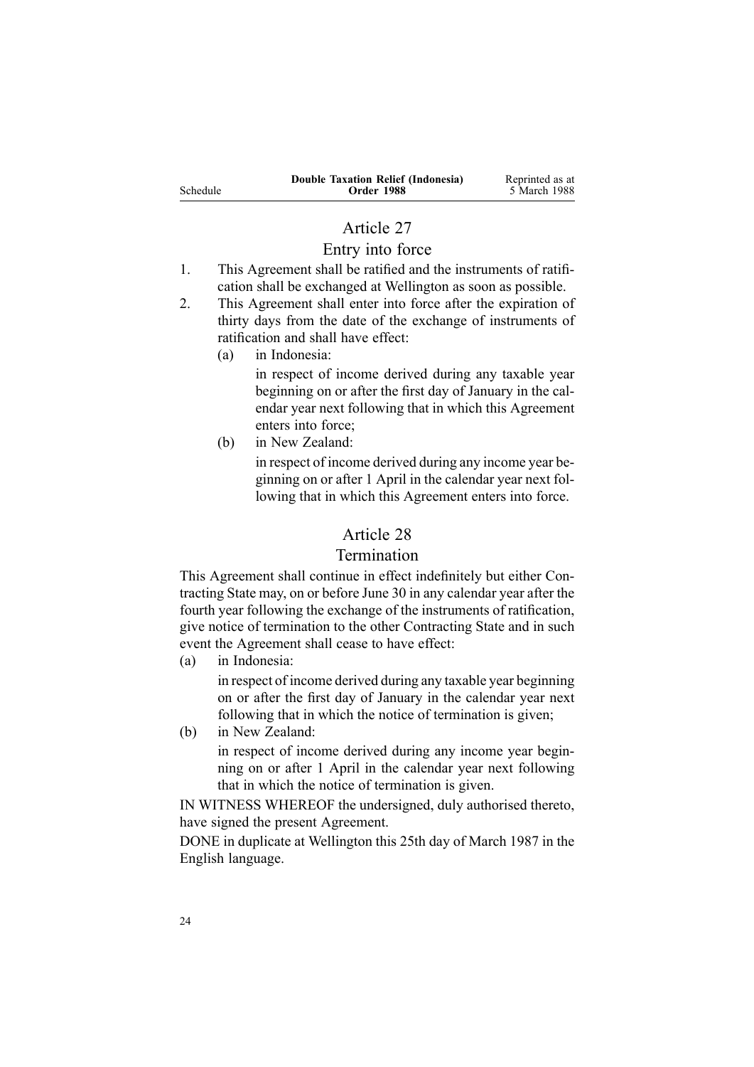## Article 27

### Entry into force

1. This Agreement shall be ratified and the instruments of ratification shall be exchanged at Wellington as soon as possible.
2. This Agreement shall enter into force after the expiration of thirty days from the date of the exchange of instruments of ratification and shall have effect:
   - (a) in Indonesia:

     in respect of income derived during any taxable year beginning on or after the first day of January in the calendar year next following that in which this Agreement enters into force;
   - (b) in New Zealand:

     in respect of income derived during any income year beginning on or after 1 April in the calendar year next following that in which this Agreement enters into force.

## Article 28

### Termination

This Agreement shall continue in effect indefinitely but either Contracting State may, on or before June 30 in any calendar year after the fourth year following the exchange of the instruments of ratification, give notice of termination to the other Contracting State and in such event the Agreement shall cease to have effect:

- (a) in Indonesia:

  in respect of income derived during any taxable year beginning on or after the first day of January in the calendar year next following that in which the notice of termination is given;
- (b) in New Zealand:

  in respect of income derived during any income year beginning on or after 1 April in the calendar year next following that in which the notice of termination is given.

IN WITNESS WHEREOF the undersigned, duly authorised thereto, have signed the present Agreement.

DONE in duplicate at Wellington this 25th day of March 1987 in the English language.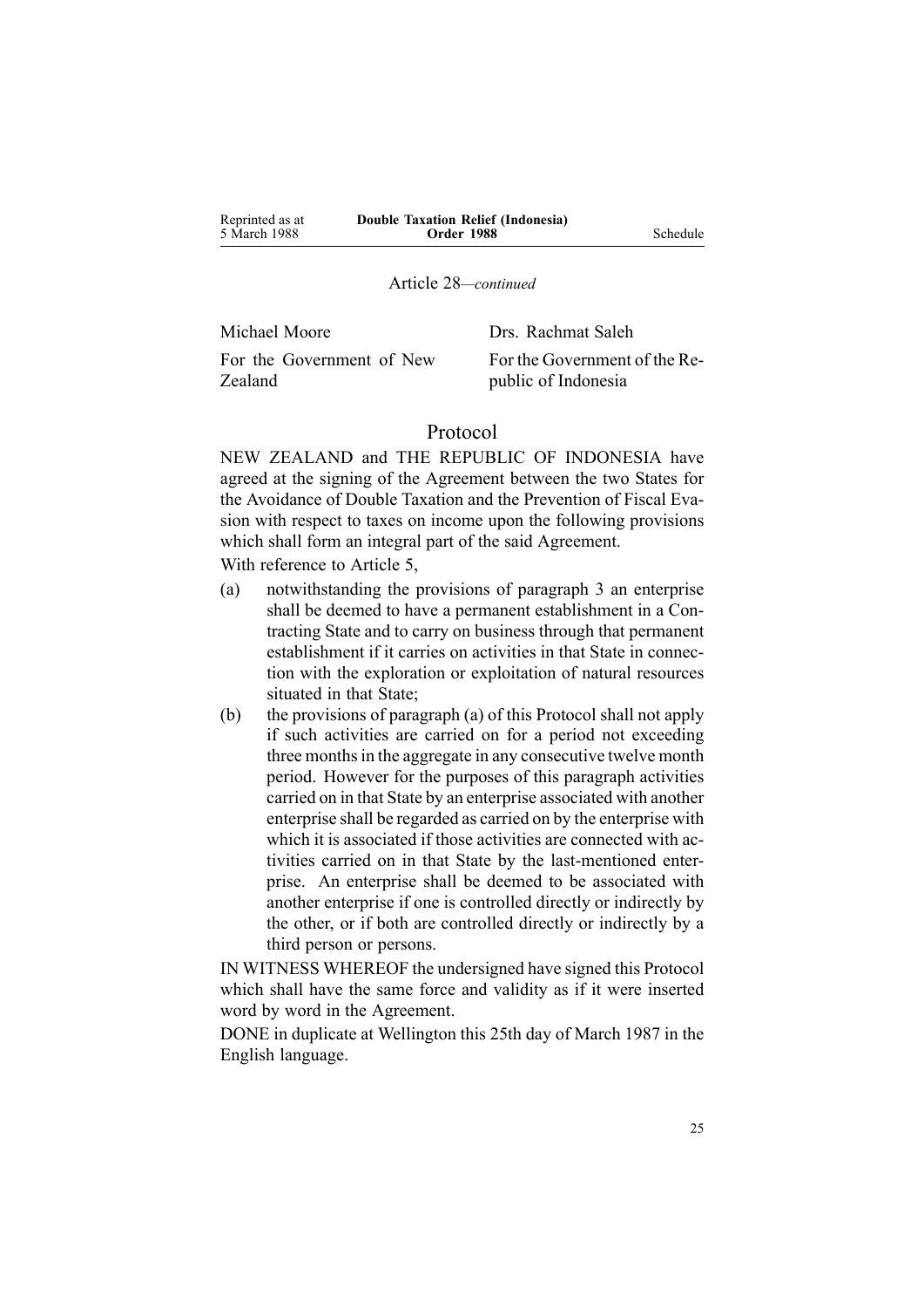Article 28—*continued*

| Michael Moore | Drs. Rachmat Saleh |
| --- | --- |
| For the Government of New Zealand | For the Government of the Republic of Indonesia |

## Protocol

NEW ZEALAND and THE REPUBLIC OF INDONESIA have agreed at the signing of the Agreement between the two States for the Avoidance of Double Taxation and the Prevention of Fiscal Evasion with respect to taxes on income upon the following provisions which shall form an integral part of the said Agreement.

With reference to Article 5,

(a) notwithstanding the provisions of paragraph 3 an enterprise shall be deemed to have a permanent establishment in a Contracting State and to carry on business through that permanent establishment if it carries on activities in that State in connection with the exploration or exploitation of natural resources situated in that State;

(b) the provisions of paragraph (a) of this Protocol shall not apply if such activities are carried on for a period not exceeding three months in the aggregate in any consecutive twelve month period. However for the purposes of this paragraph activities carried on in that State by an enterprise associated with another enterprise shall be regarded as carried on by the enterprise with which it is associated if those activities are connected with activities carried on in that State by the last-mentioned enterprise. An enterprise shall be deemed to be associated with another enterprise if one is controlled directly or indirectly by the other, or if both are controlled directly or indirectly by a third person or persons.

IN WITNESS WHEREOF the undersigned have signed this Protocol which shall have the same force and validity as if it were inserted word by word in the Agreement.

DONE in duplicate at Wellington this 25th day of March 1987 in the English language.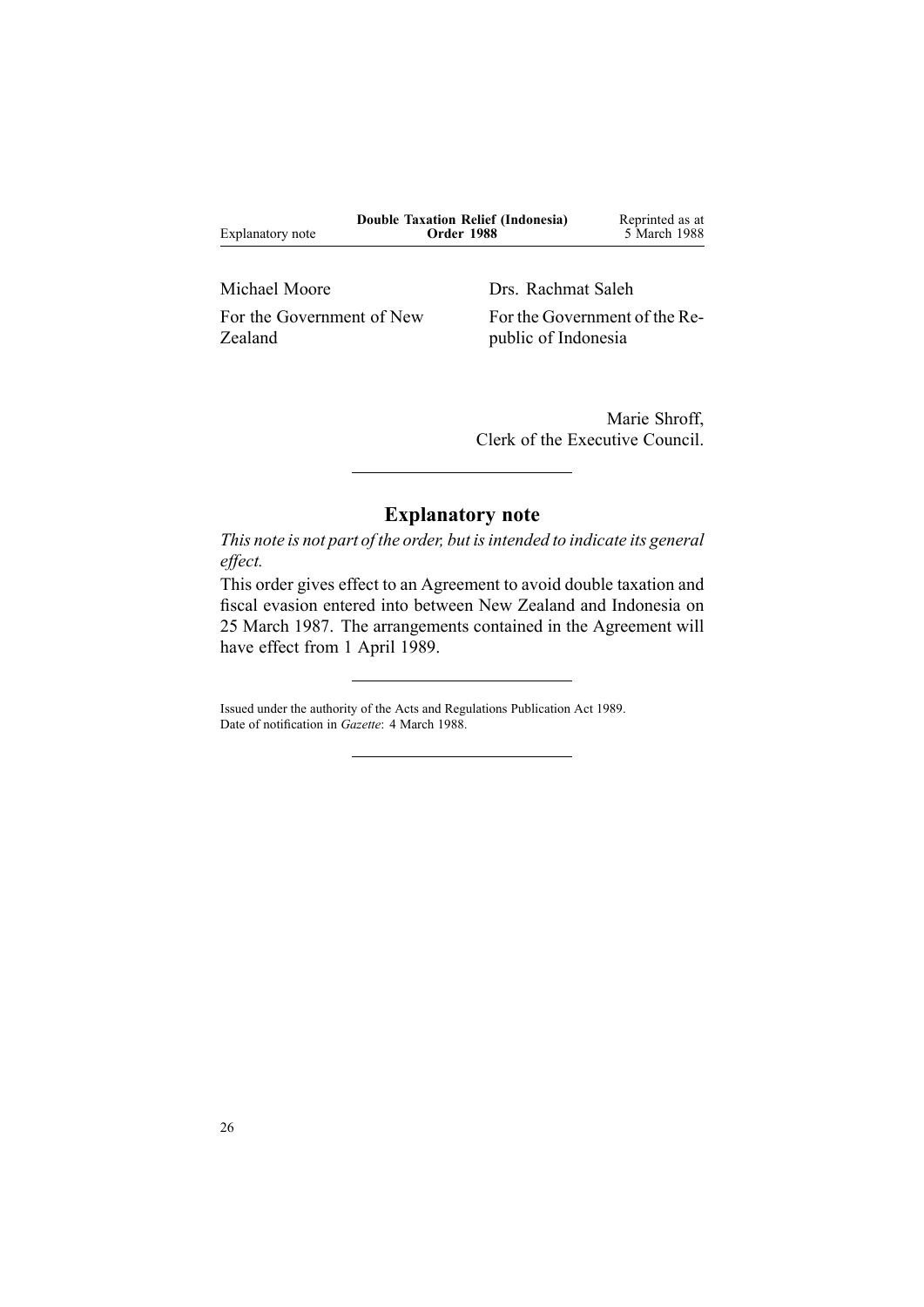| Michael Moore | Drs. Rachmat Saleh |
| --- | --- |
| For the Government of New Zealand | For the Government of the Republic of Indonesia |

Marie Shroff,
Clerk of the Executive Council.

---

## Explanatory note

*This note is not part of the order, but is intended to indicate its general effect.*

This order gives effect to an Agreement to avoid double taxation and fiscal evasion entered into between New Zealand and Indonesia on 25 March 1987. The arrangements contained in the Agreement will have effect from 1 April 1989.

---

Issued under the authority of the Acts and Regulations Publication Act 1989.
Date of notification in *Gazette*: 4 March 1988.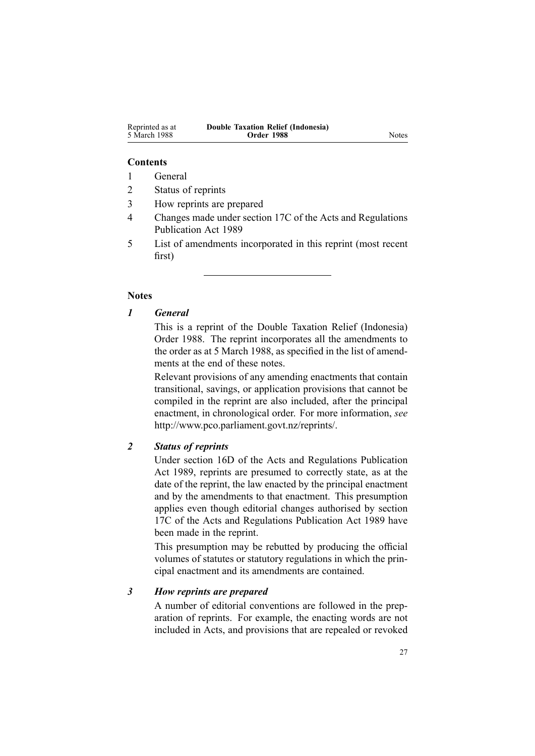**Contents**

1 General

2 Status of reprints

3 How reprints are prepared

4 Changes made under section 17C of the Acts and Regulations Publication Act 1989

5 List of amendments incorporated in this reprint (most recent first)

---

## Notes

### *1 General*

This is a reprint of the Double Taxation Relief (Indonesia) Order 1988. The reprint incorporates all the amendments to the order as at 5 March 1988, as specified in the list of amendments at the end of these notes.

Relevant provisions of any amending enactments that contain transitional, savings, or application provisions that cannot be compiled in the reprint are also included, after the principal enactment, in chronological order. For more information, *see* http://www.pco.parliament.govt.nz/reprints/.

### *2 Status of reprints*

Under section 16D of the Acts and Regulations Publication Act 1989, reprints are presumed to correctly state, as at the date of the reprint, the law enacted by the principal enactment and by the amendments to that enactment. This presumption applies even though editorial changes authorised by section 17C of the Acts and Regulations Publication Act 1989 have been made in the reprint.

This presumption may be rebutted by producing the official volumes of statutes or statutory regulations in which the principal enactment and its amendments are contained.

### *3 How reprints are prepared*

A number of editorial conventions are followed in the preparation of reprints. For example, the enacting words are not included in Acts, and provisions that are repealed or revoked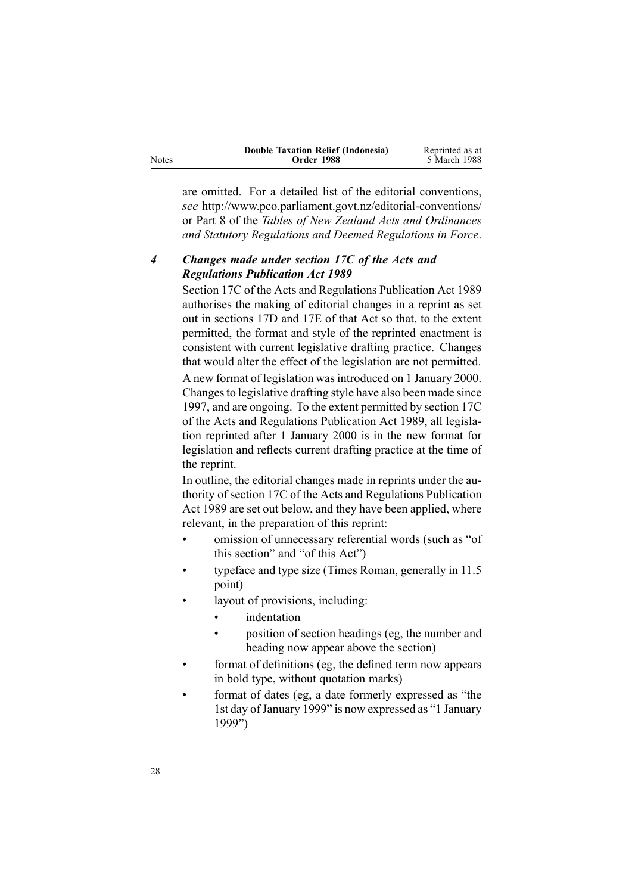are omitted. For a detailed list of the editorial conventions, *see* http://www.pco.parliament.govt.nz/editorial-conventions/ or Part 8 of the *Tables of New Zealand Acts and Ordinances and Statutory Regulations and Deemed Regulations in Force*.

### *4 Changes made under section 17C of the Acts and Regulations Publication Act 1989*

Section 17C of the Acts and Regulations Publication Act 1989 authorises the making of editorial changes in a reprint as set out in sections 17D and 17E of that Act so that, to the extent permitted, the format and style of the reprinted enactment is consistent with current legislative drafting practice. Changes that would alter the effect of the legislation are not permitted.

A new format of legislation was introduced on 1 January 2000. Changes to legislative drafting style have also been made since 1997, and are ongoing. To the extent permitted by section 17C of the Acts and Regulations Publication Act 1989, all legislation reprinted after 1 January 2000 is in the new format for legislation and reflects current drafting practice at the time of the reprint.

In outline, the editorial changes made in reprints under the authority of section 17C of the Acts and Regulations Publication Act 1989 are set out below, and they have been applied, where relevant, in the preparation of this reprint:

- omission of unnecessary referential words (such as "of this section" and "of this Act")
- typeface and type size (Times Roman, generally in 11.5 point)
- layout of provisions, including:
  - indentation
  - position of section headings (eg, the number and heading now appear above the section)
- format of definitions (eg, the defined term now appears in bold type, without quotation marks)
- format of dates (eg, a date formerly expressed as "the 1st day of January 1999" is now expressed as "1 January 1999")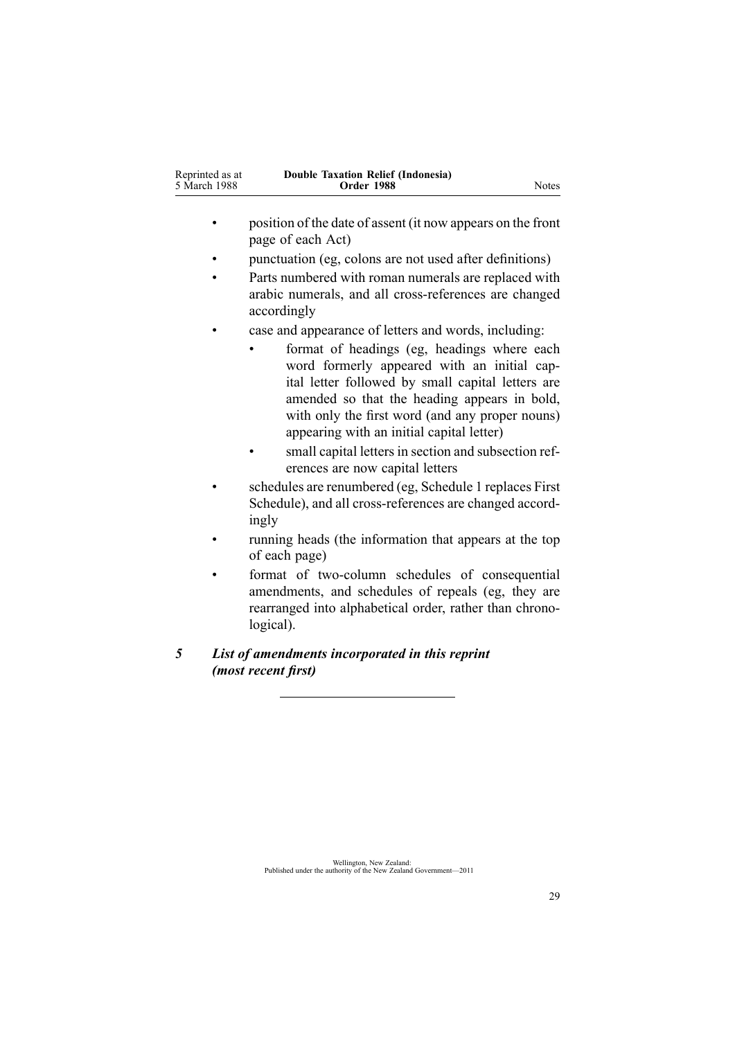- position of the date of assent (it now appears on the front page of each Act)
- punctuation (eg, colons are not used after definitions)
- Parts numbered with roman numerals are replaced with arabic numerals, and all cross-references are changed accordingly
- case and appearance of letters and words, including:
  - format of headings (eg, headings where each word formerly appeared with an initial capital letter followed by small capital letters are amended so that the heading appears in bold, with only the first word (and any proper nouns) appearing with an initial capital letter)
  - small capital letters in section and subsection references are now capital letters
- schedules are renumbered (eg, Schedule 1 replaces First Schedule), and all cross-references are changed accordingly
- running heads (the information that appears at the top of each page)
- format of two-column schedules of consequential amendments, and schedules of repeals (eg, they are rearranged into alphabetical order, rather than chronological).

### *5 List of amendments incorporated in this reprint (most recent first)*

---

Wellington, New Zealand:
Published under the authority of the New Zealand Government—2011